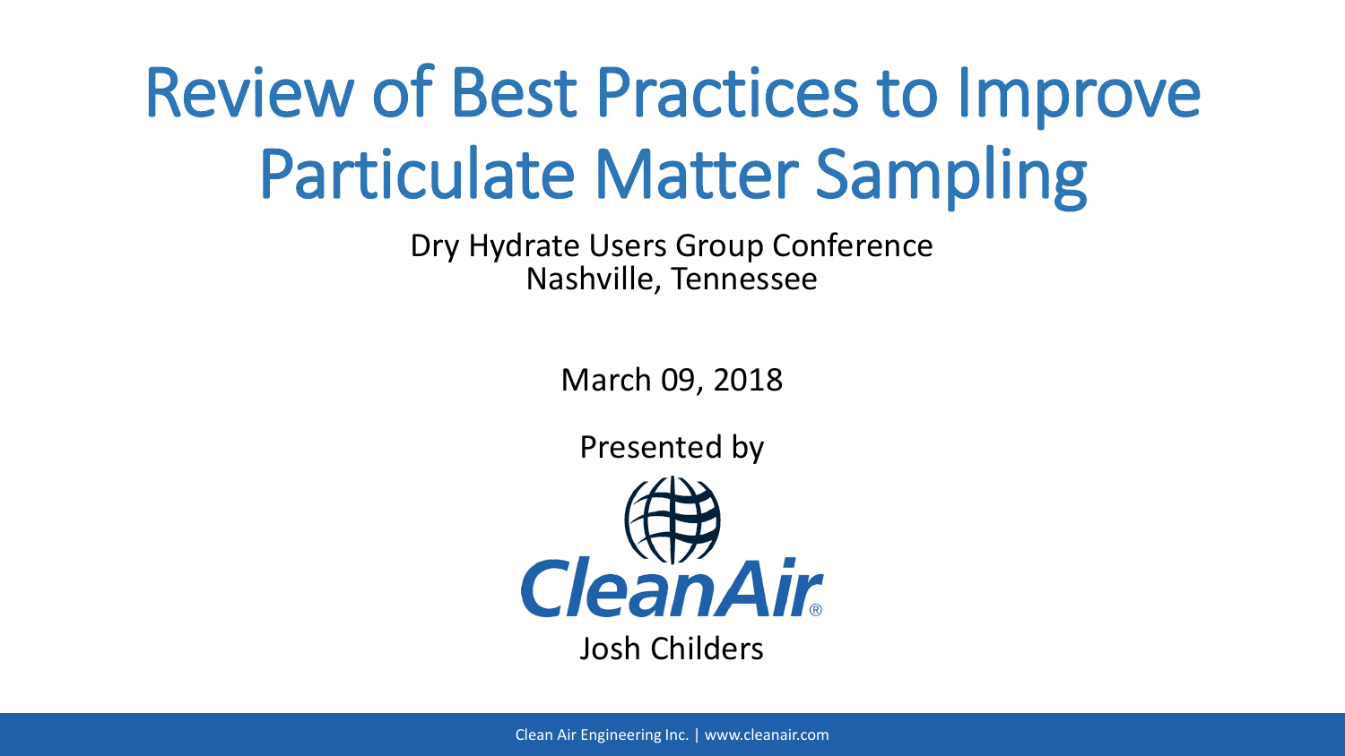# Review of Best Practices to Improve Particulate Matter Sampling

Dry Hydrate Users Group Conference
Nashville, Tennessee

March 09, 2018

Presented by

CleanAir®

Josh Childers

Clean Air Engineering Inc. | www.cleanair.com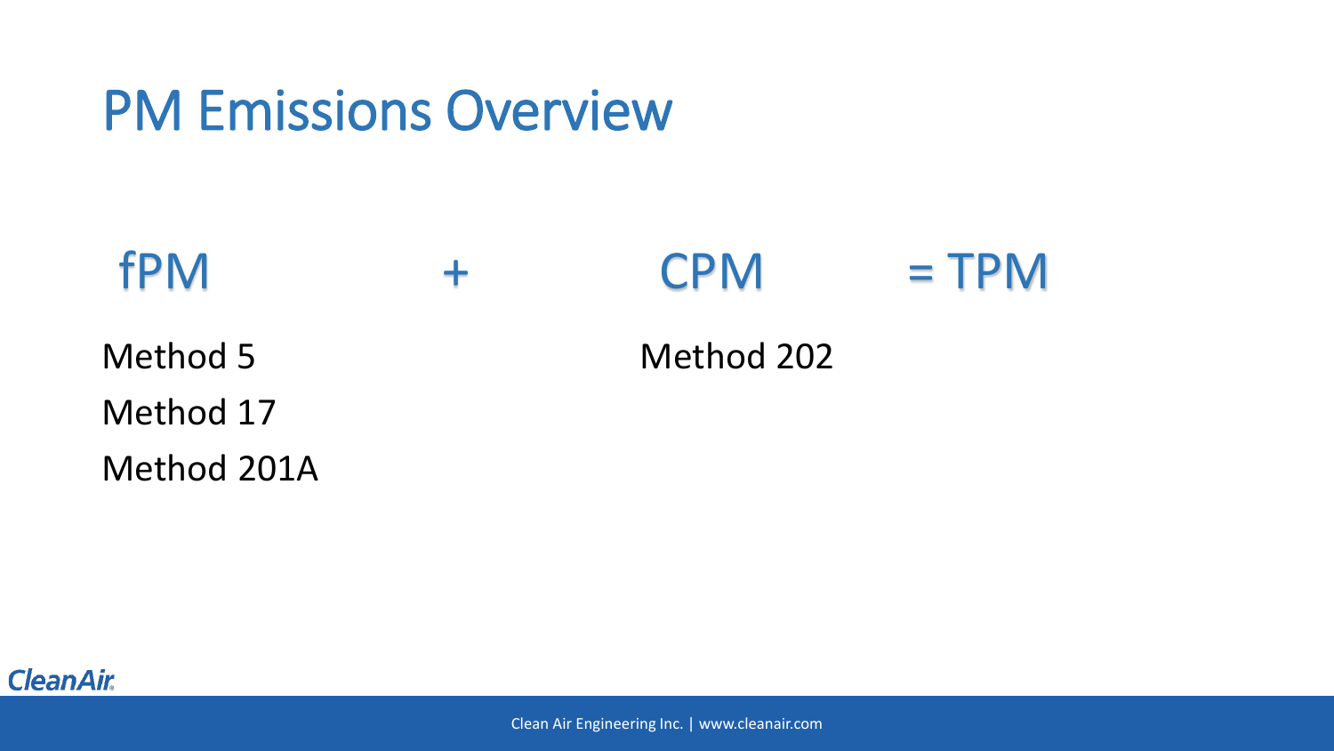# PM Emissions Overview

| fPM | + | CPM | = TPM |
|---|---|---|---|
| Method 5 | | Method 202 | |
| Method 17 | | | |
| Method 201A | | | |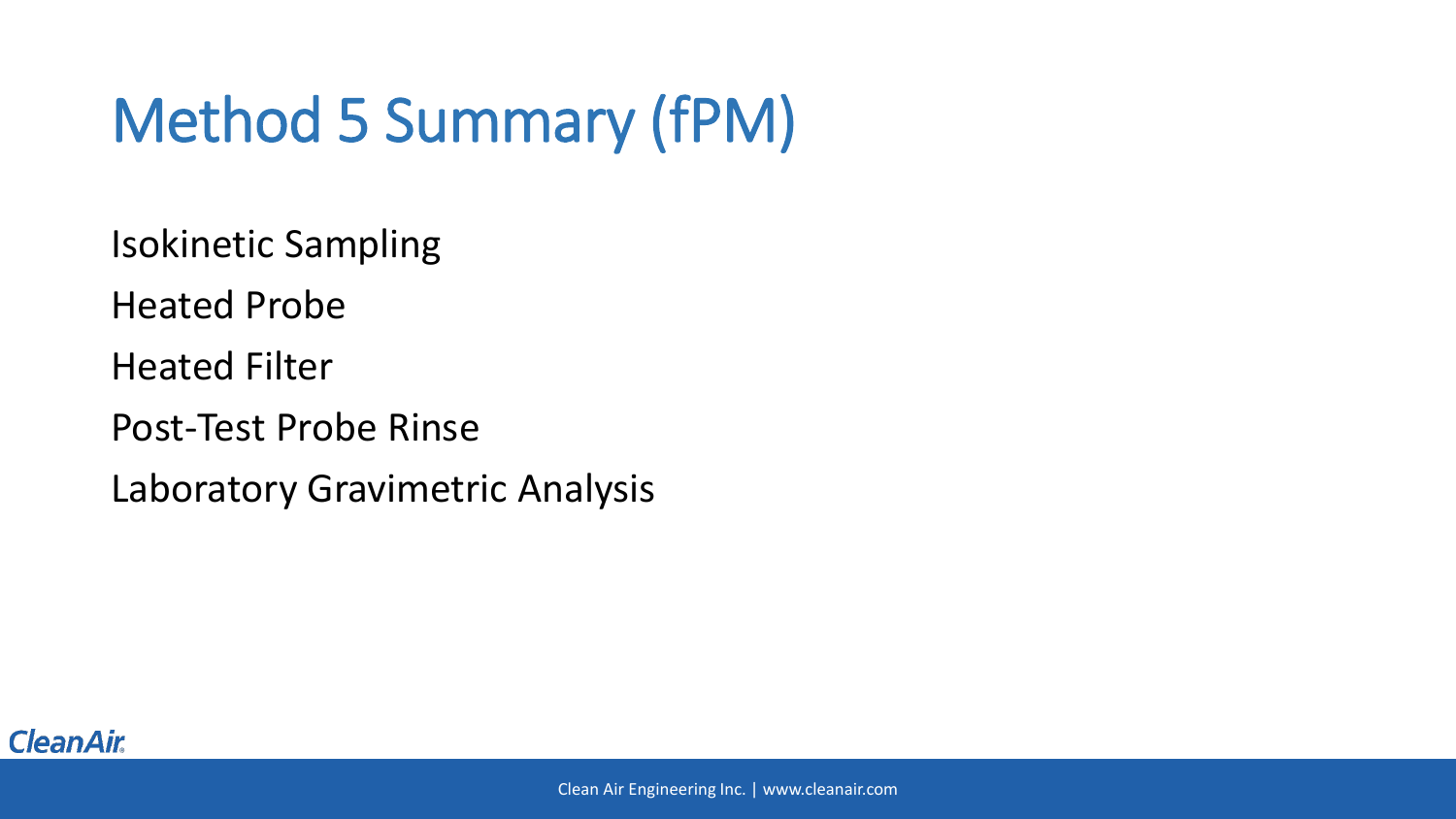# Method 5 Summary (fPM)

Isokinetic Sampling

Heated Probe

Heated Filter

Post-Test Probe Rinse

Laboratory Gravimetric Analysis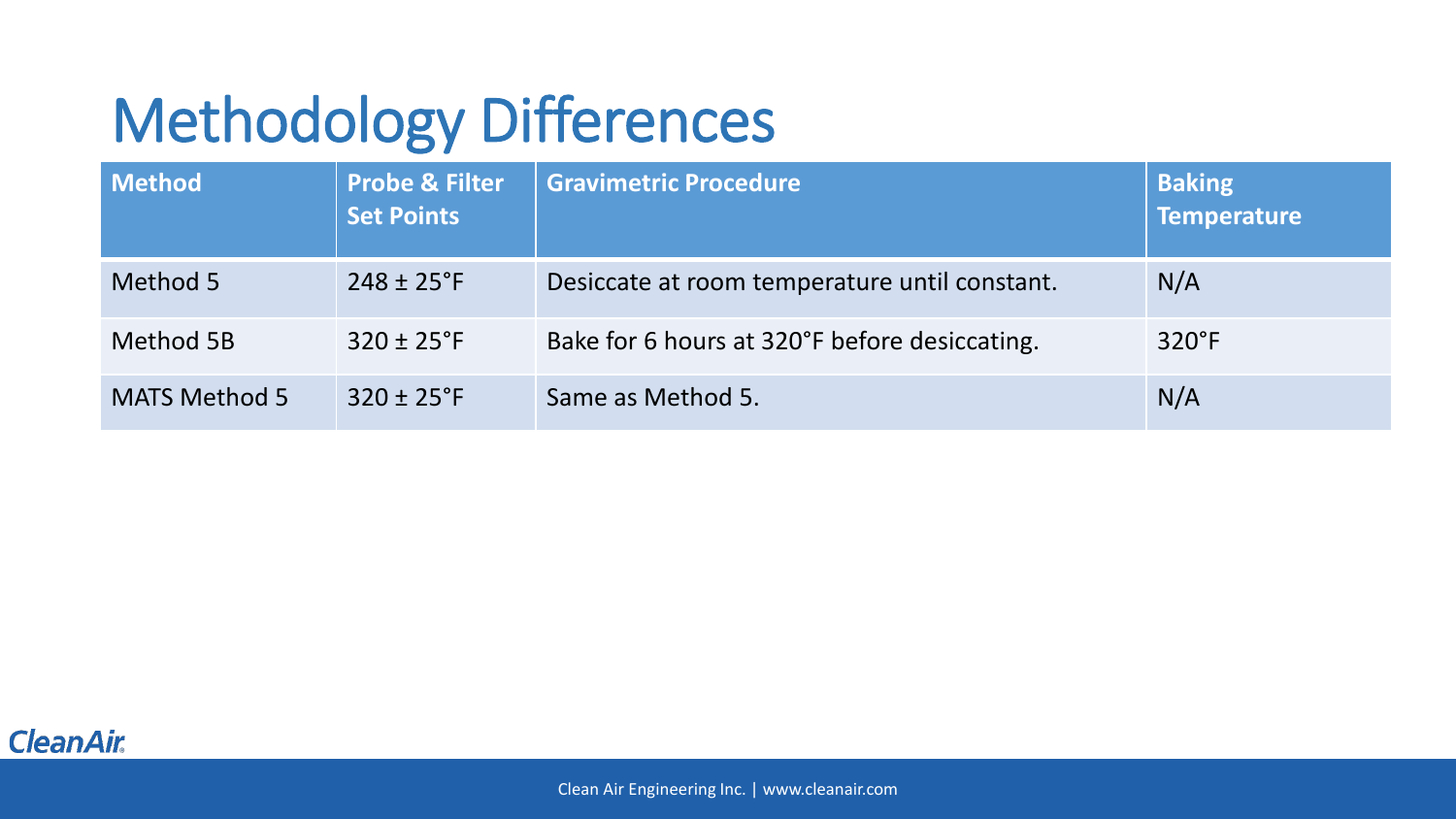# Methodology Differences

| Method | Probe & Filter Set Points | Gravimetric Procedure | Baking Temperature |
|---|---|---|---|
| Method 5 | 248 ± 25°F | Desiccate at room temperature until constant. | N/A |
| Method 5B | 320 ± 25°F | Bake for 6 hours at 320°F before desiccating. | 320°F |
| MATS Method 5 | 320 ± 25°F | Same as Method 5. | N/A |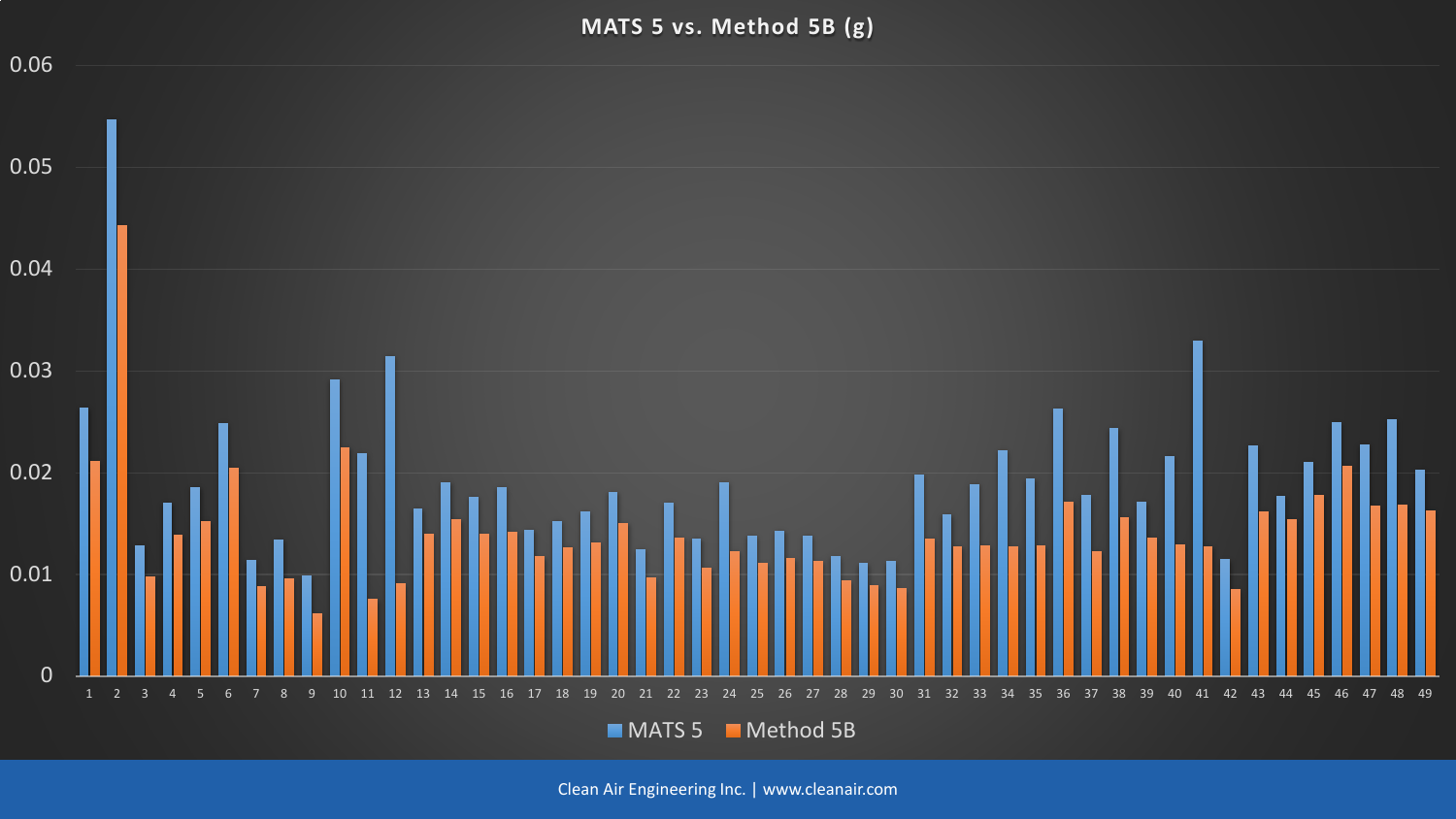# MATS 5 vs. Method 5B (g)

MATS 5 | Method 5B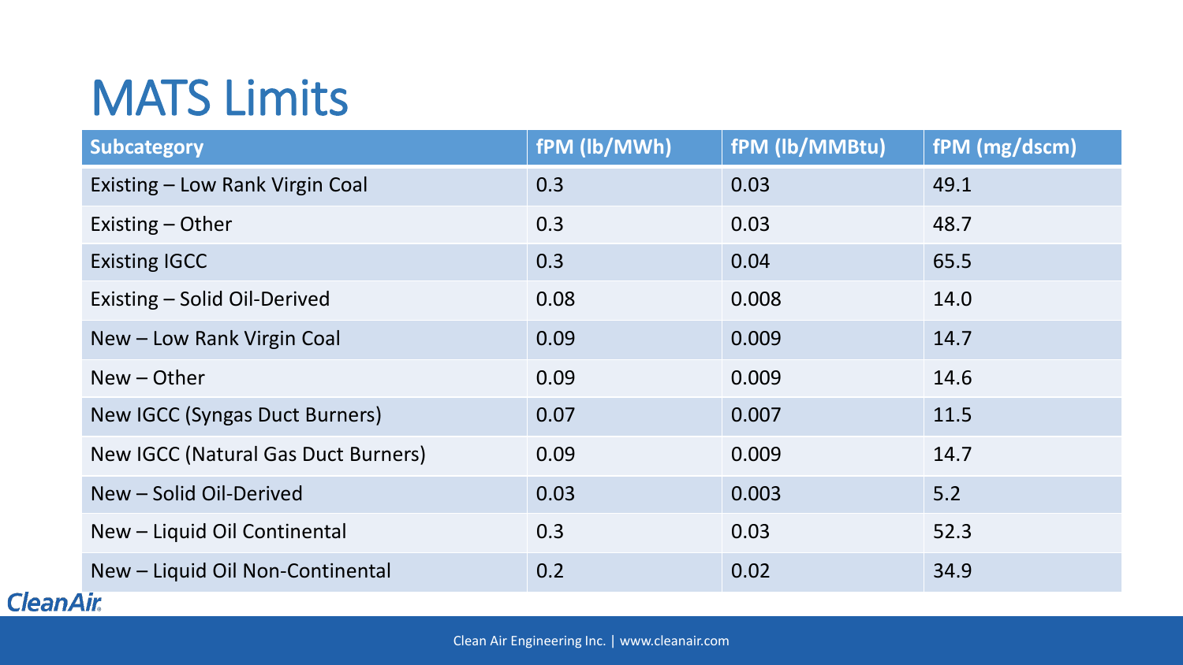# MATS Limits

| Subcategory | fPM (lb/MWh) | fPM (lb/MMBtu) | fPM (mg/dscm) |
|---|---|---|---|
| Existing – Low Rank Virgin Coal | 0.3 | 0.03 | 49.1 |
| Existing – Other | 0.3 | 0.03 | 48.7 |
| Existing IGCC | 0.3 | 0.04 | 65.5 |
| Existing – Solid Oil-Derived | 0.08 | 0.008 | 14.0 |
| New – Low Rank Virgin Coal | 0.09 | 0.009 | 14.7 |
| New – Other | 0.09 | 0.009 | 14.6 |
| New IGCC (Syngas Duct Burners) | 0.07 | 0.007 | 11.5 |
| New IGCC (Natural Gas Duct Burners) | 0.09 | 0.009 | 14.7 |
| New – Solid Oil-Derived | 0.03 | 0.003 | 5.2 |
| New – Liquid Oil Continental | 0.3 | 0.03 | 52.3 |
| New – Liquid Oil Non-Continental | 0.2 | 0.02 | 34.9 |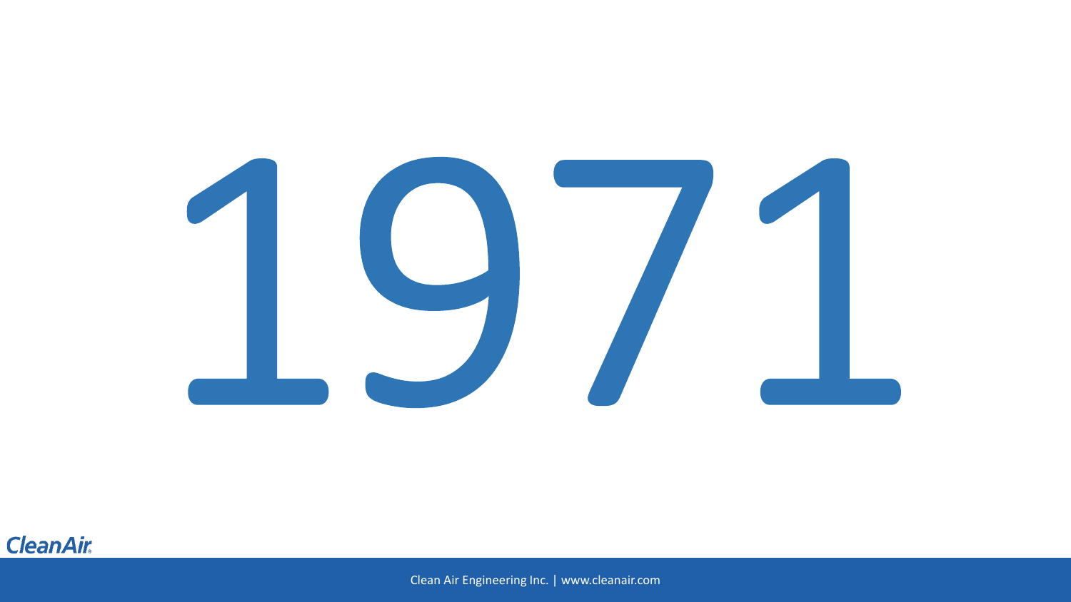# 1971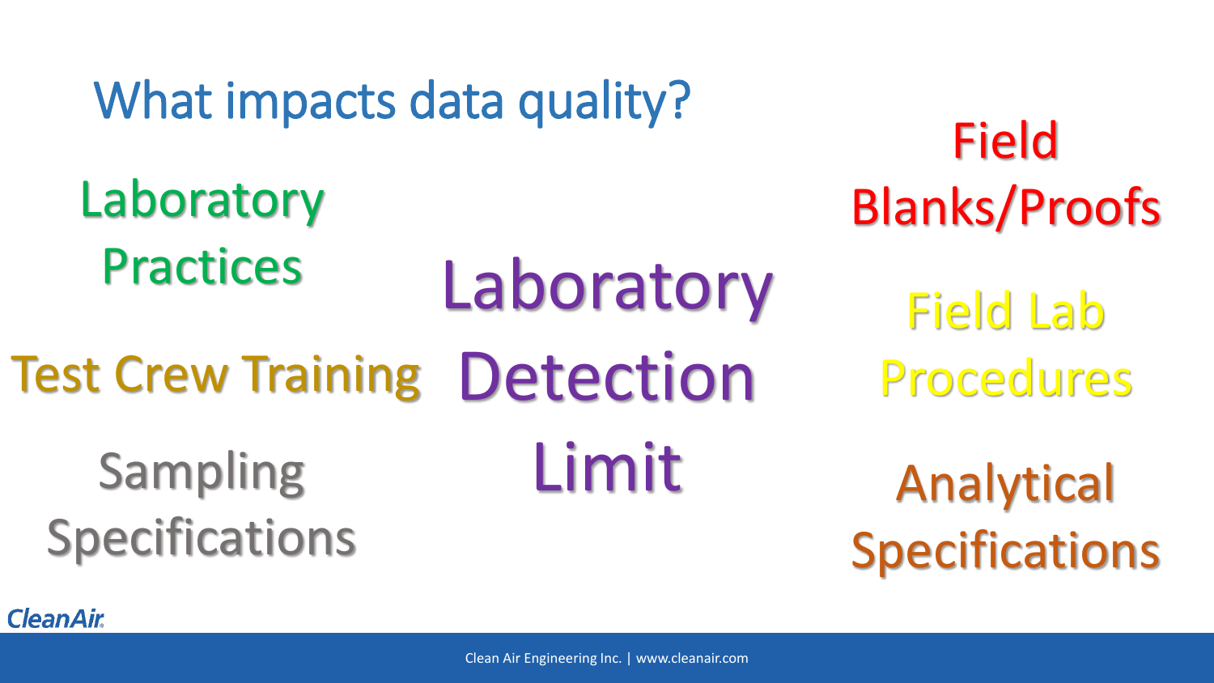# What impacts data quality?

Laboratory Practices

Test Crew Training

Sampling Specifications

Laboratory Detection Limit

Field Blanks/Proofs

Field Lab Procedures

Analytical Specifications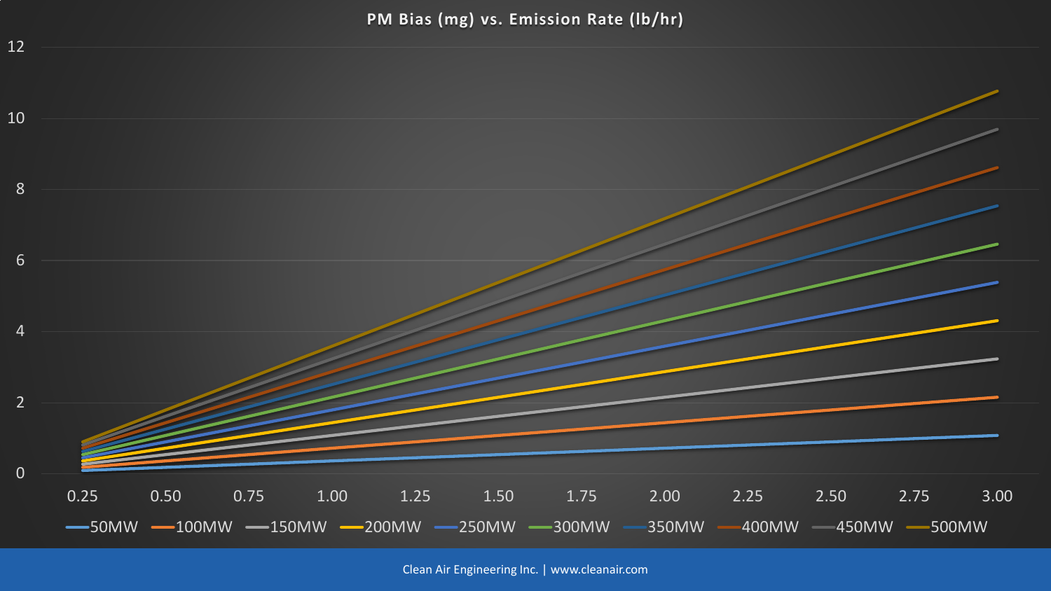# PM Bias (mg) vs. Emission Rate (lb/hr)

Y-axis (PM Bias, mg): 0, 2, 4, 6, 8, 10, 12

X-axis (Emission Rate, lb/hr): 0.25, 0.50, 0.75, 1.00, 1.25, 1.50, 1.75, 2.00, 2.25, 2.50, 2.75, 3.00

Legend: 50MW, 100MW, 150MW, 200MW, 250MW, 300MW, 350MW, 400MW, 450MW, 500MW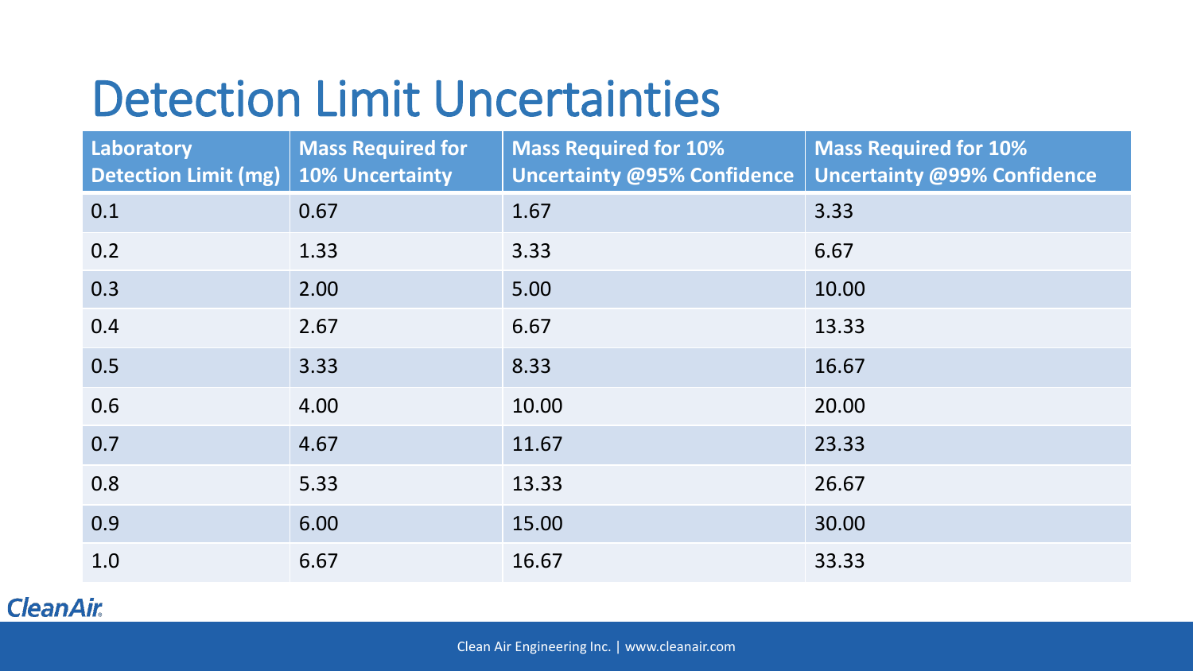# Detection Limit Uncertainties

| Laboratory Detection Limit (mg) | Mass Required for 10% Uncertainty | Mass Required for 10% Uncertainty @95% Confidence | Mass Required for 10% Uncertainty @99% Confidence |
|---|---|---|---|
| 0.1 | 0.67 | 1.67 | 3.33 |
| 0.2 | 1.33 | 3.33 | 6.67 |
| 0.3 | 2.00 | 5.00 | 10.00 |
| 0.4 | 2.67 | 6.67 | 13.33 |
| 0.5 | 3.33 | 8.33 | 16.67 |
| 0.6 | 4.00 | 10.00 | 20.00 |
| 0.7 | 4.67 | 11.67 | 23.33 |
| 0.8 | 5.33 | 13.33 | 26.67 |
| 0.9 | 6.00 | 15.00 | 30.00 |
| 1.0 | 6.67 | 16.67 | 33.33 |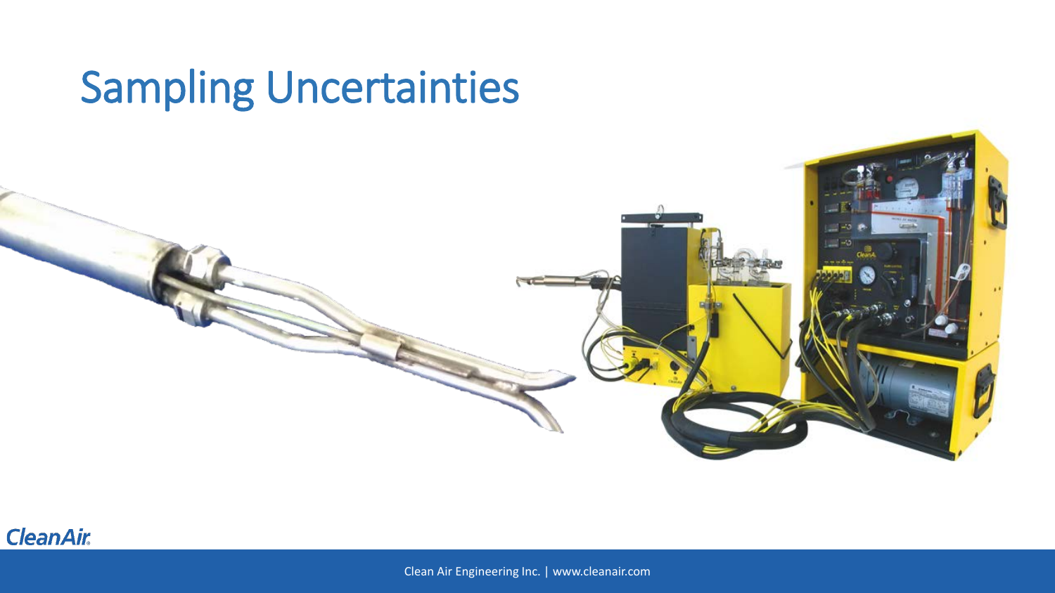# Sampling Uncertainties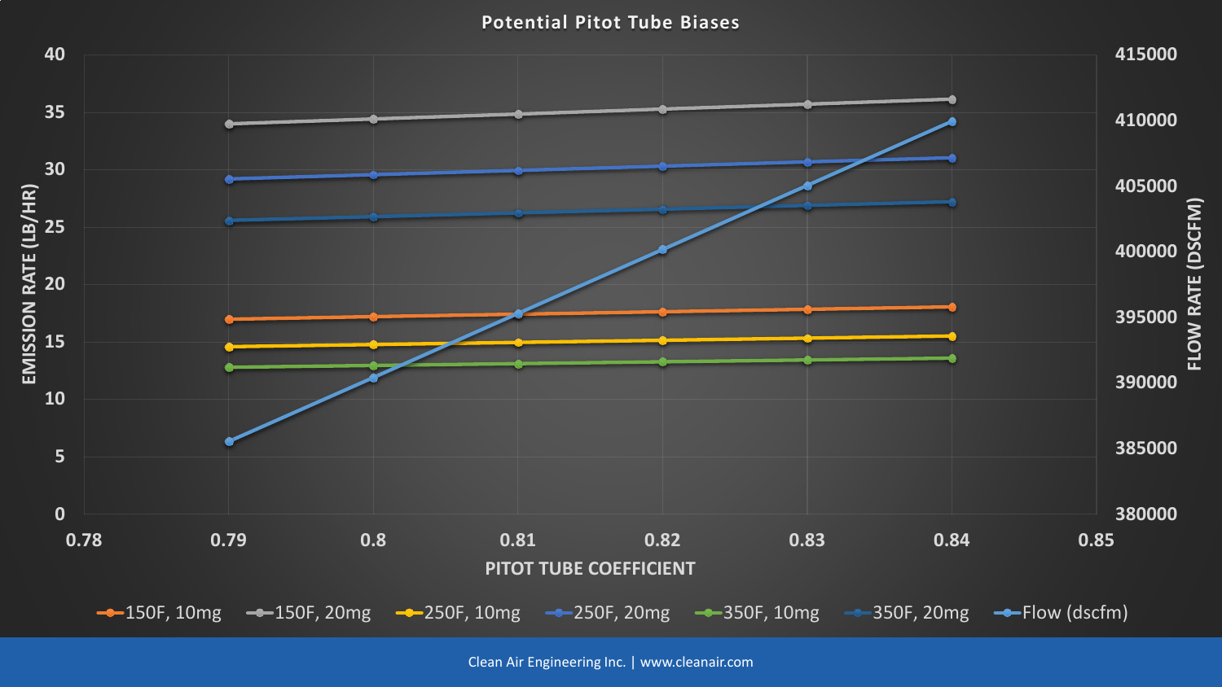# Potential Pitot Tube Biases

EMISSION RATE (LB/HR)

FLOW RATE (DSCFM)

PITOT TUBE COEFFICIENT

150F, 10mg | 150F, 20mg | 250F, 10mg | 250F, 20mg | 350F, 10mg | 350F, 20mg | Flow (dscfm)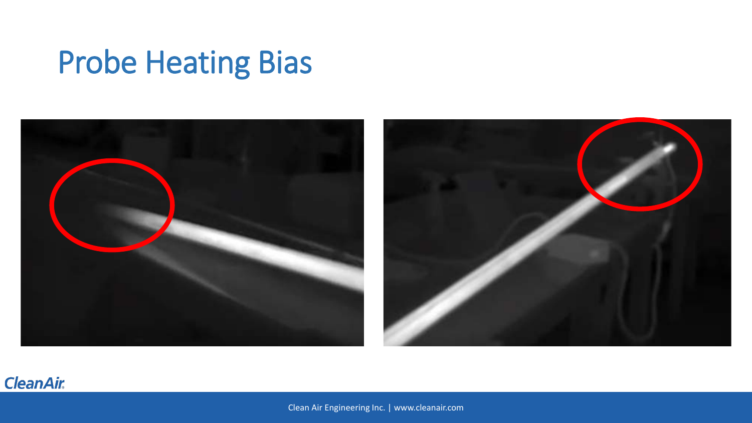# Probe Heating Bias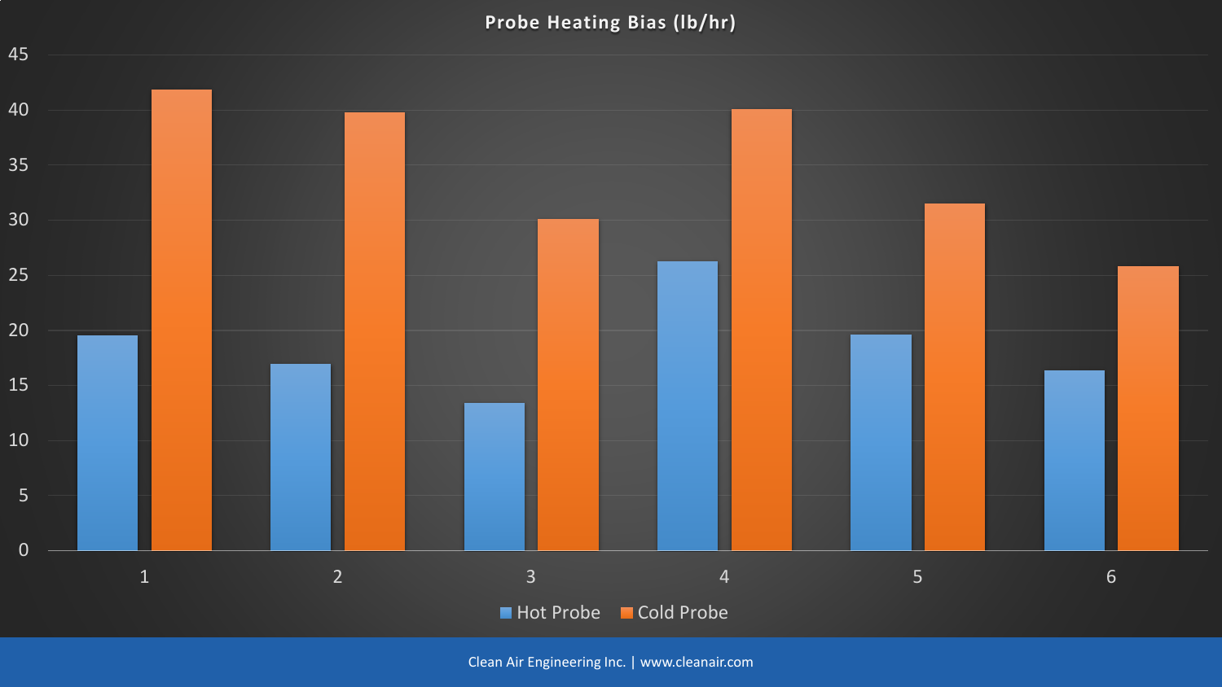# Probe Heating Bias (lb/hr)

Hot Probe | Cold Probe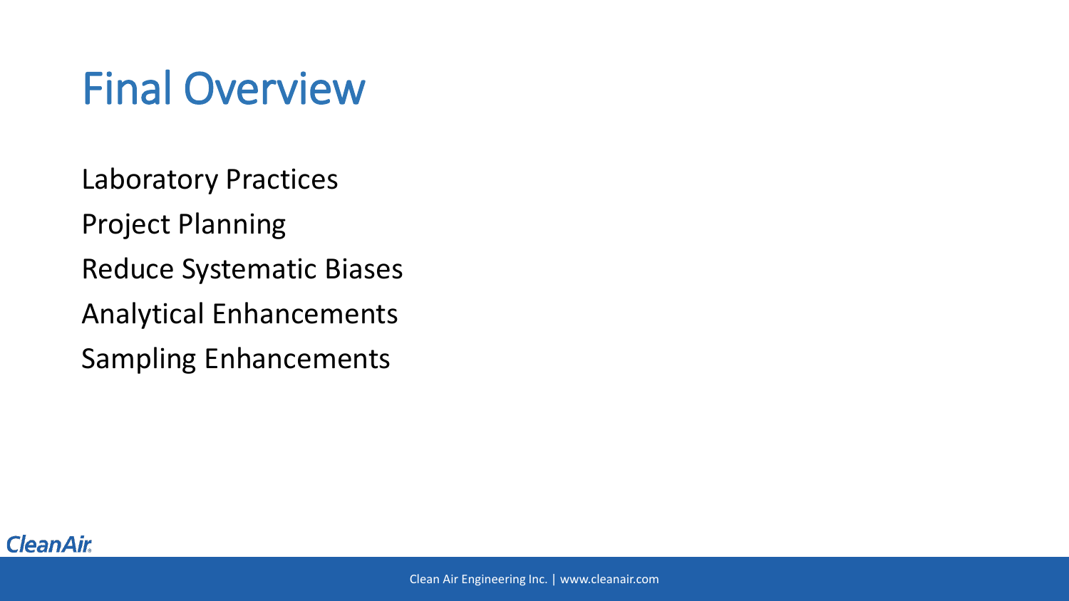# Final Overview

Laboratory Practices

Project Planning

Reduce Systematic Biases

Analytical Enhancements

Sampling Enhancements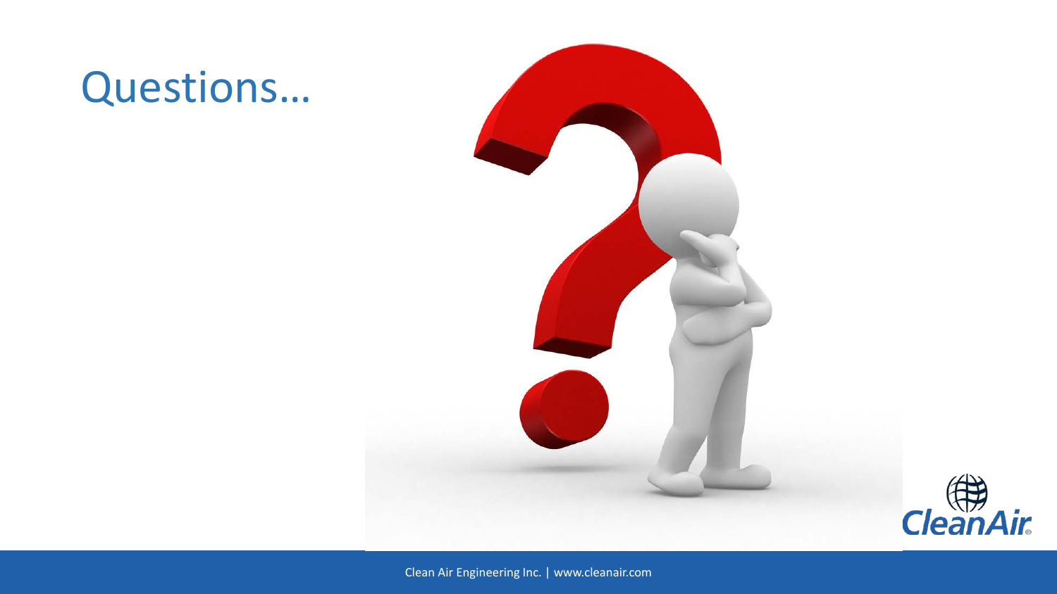# Questions…